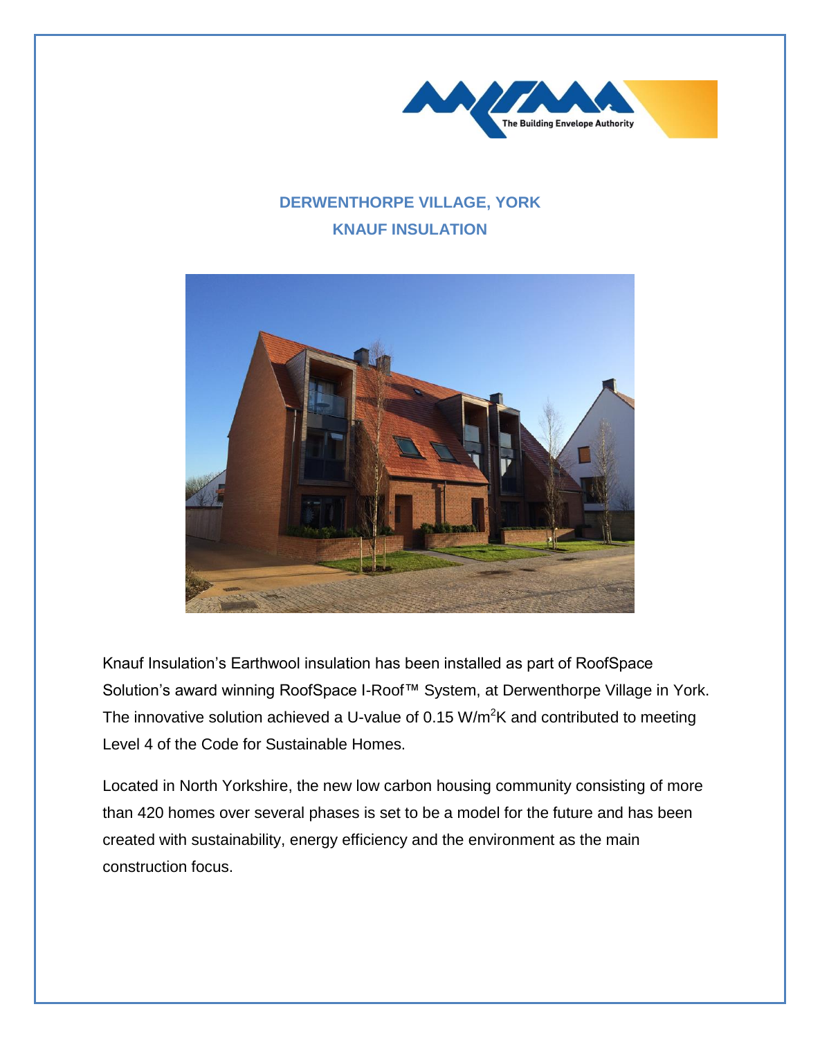## DERWENTHORPE VILLAGE, YORK

## KNAUF INSULATION

Knauf Insulation's Earthwool insulation has been installed as part of RoofSpace Solution's award winning RoofSpace I-Roof™ System, at Derwenthorpe Village in York. The innovative solution achieved a U-value of 0.15 $W/m^2K$ and contributed to meeting Level 4 of the Code for Sustainable Homes.

Located in North Yorkshire, the new low carbon housing community consisting of more than 420 homes over several phases is set to be a model for the future and has been created with sustainability, energy efficiency and the environment as the main construction focus.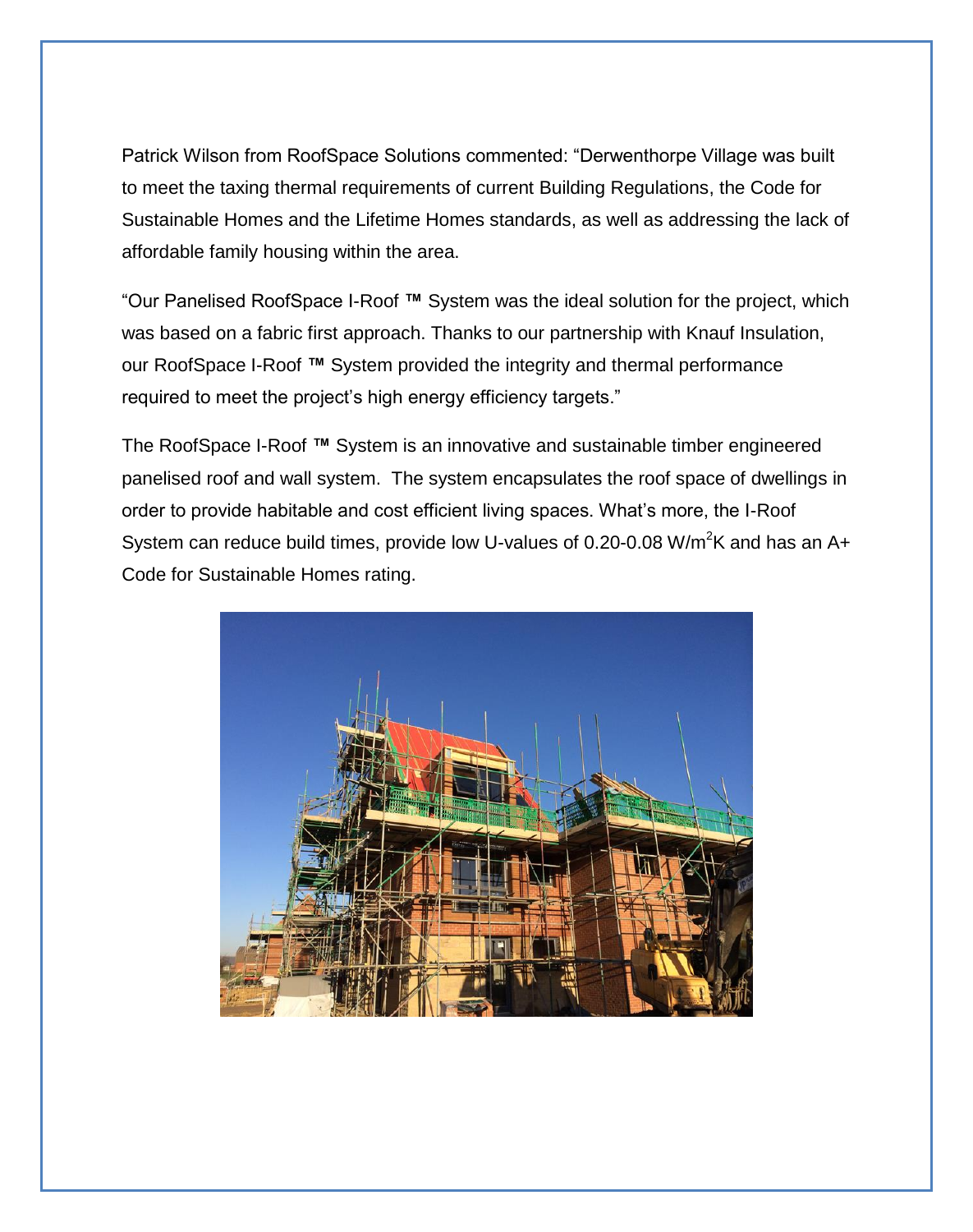Patrick Wilson from RoofSpace Solutions commented: "Derwenthorpe Village was built to meet the taxing thermal requirements of current Building Regulations, the Code for Sustainable Homes and the Lifetime Homes standards, as well as addressing the lack of affordable family housing within the area.

"Our Panelised RoofSpace I-Roof ™ System was the ideal solution for the project, which was based on a fabric first approach. Thanks to our partnership with Knauf Insulation, our RoofSpace I-Roof ™ System provided the integrity and thermal performance required to meet the project's high energy efficiency targets."

The RoofSpace I-Roof ™ System is an innovative and sustainable timber engineered panelised roof and wall system. The system encapsulates the roof space of dwellings in order to provide habitable and cost efficient living spaces. What's more, the I-Roof System can reduce build times, provide low U-values of 0.20-0.08 $W/m^2K$ and has an A+ Code for Sustainable Homes rating.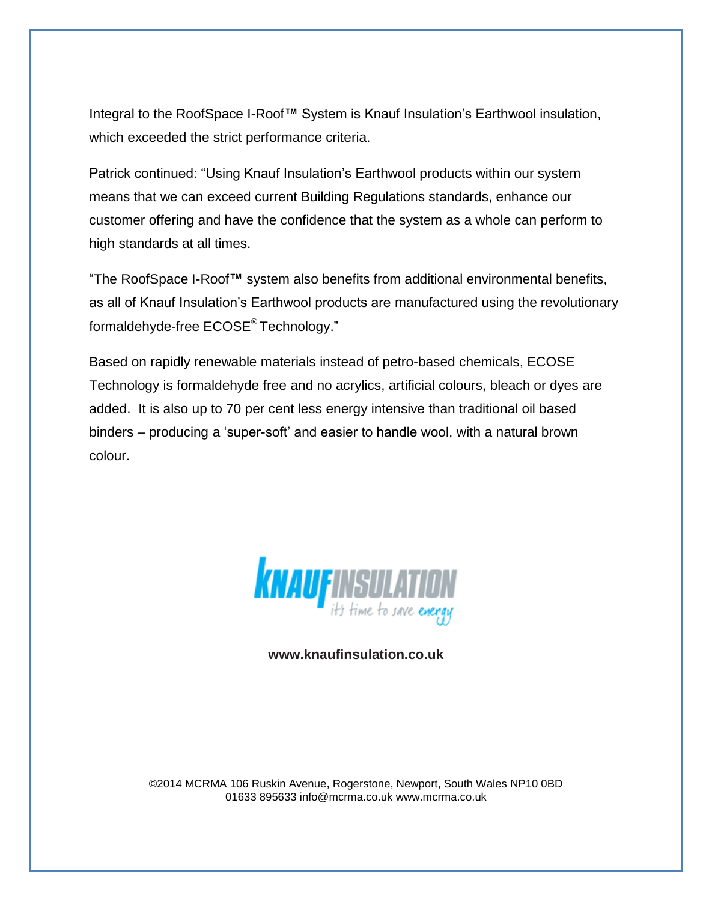Integral to the RoofSpace I-Roof™ System is Knauf Insulation's Earthwool insulation, which exceeded the strict performance criteria.

Patrick continued: "Using Knauf Insulation's Earthwool products within our system means that we can exceed current Building Regulations standards, enhance our customer offering and have the confidence that the system as a whole can perform to high standards at all times.

"The RoofSpace I-Roof™ system also benefits from additional environmental benefits, as all of Knauf Insulation's Earthwool products are manufactured using the revolutionary formaldehyde-free ECOSE® Technology."

Based on rapidly renewable materials instead of petro-based chemicals, ECOSE Technology is formaldehyde free and no acrylics, artificial colours, bleach or dyes are added. It is also up to 70 per cent less energy intensive than traditional oil based binders – producing a 'super-soft' and easier to handle wool, with a natural brown colour.

KNAUF INSULATION
it's time to save energy

**www.knaufinsulation.co.uk**

©2014 MCRMA 106 Ruskin Avenue, Rogerstone, Newport, South Wales NP10 0BD
01633 895633 info@mcrma.co.uk www.mcrma.co.uk